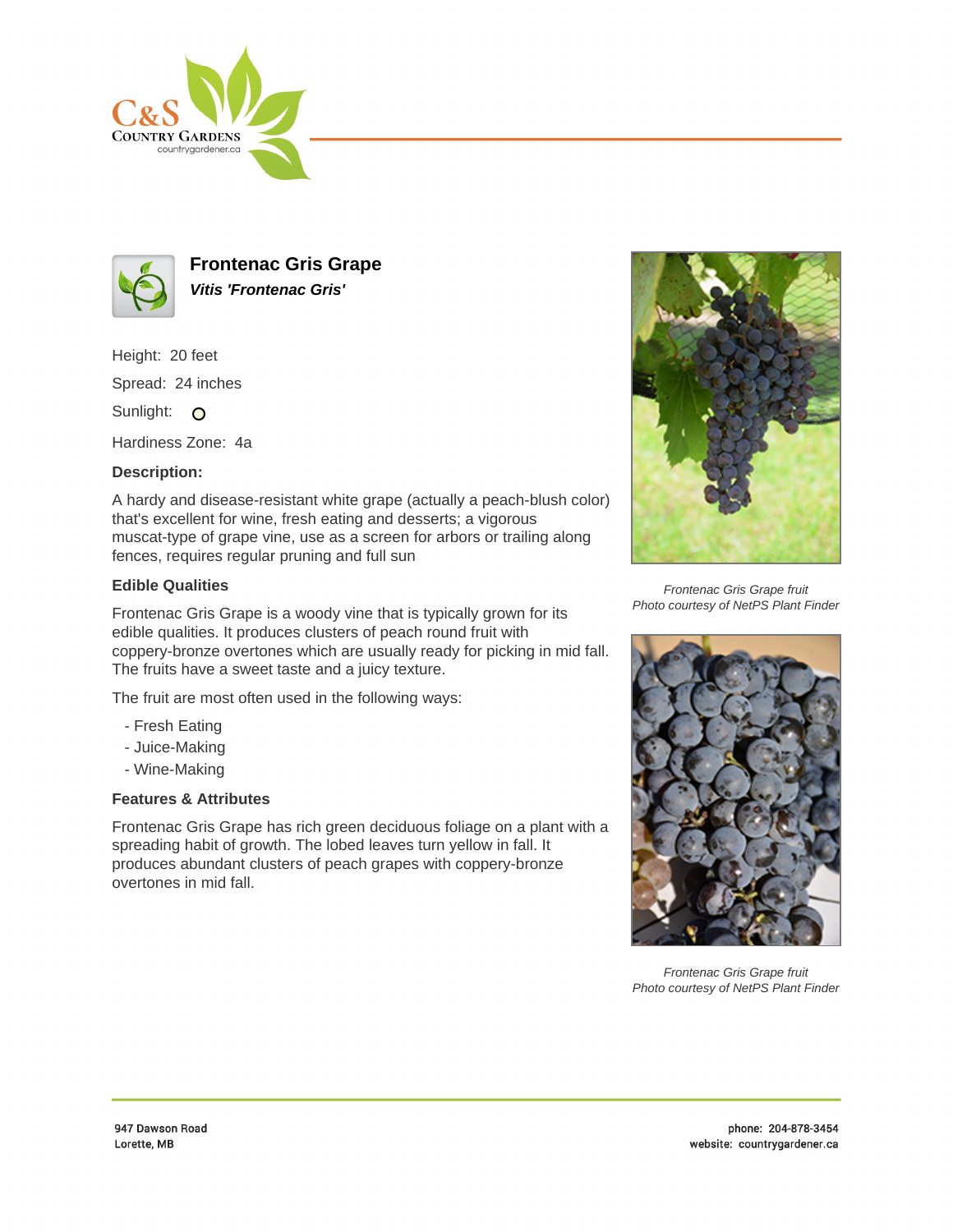# Frontenac Gris Grape

***Vitis 'Frontenac Gris'***

Height: 20 feet

Spread: 24 inches

Sunlight:

Hardiness Zone: 4a

### Description:

A hardy and disease-resistant white grape (actually a peach-blush color) that's excellent for wine, fresh eating and desserts; a vigorous muscat-type of grape vine, use as a screen for arbors or trailing along fences, requires regular pruning and full sun

### Edible Qualities

Frontenac Gris Grape is a woody vine that is typically grown for its edible qualities. It produces clusters of peach round fruit with coppery-bronze overtones which are usually ready for picking in mid fall. The fruits have a sweet taste and a juicy texture.

The fruit are most often used in the following ways:

- Fresh Eating
- Juice-Making
- Wine-Making

### Features & Attributes

Frontenac Gris Grape has rich green deciduous foliage on a plant with a spreading habit of growth. The lobed leaves turn yellow in fall. It produces abundant clusters of peach grapes with coppery-bronze overtones in mid fall.

*Frontenac Gris Grape fruit*
*Photo courtesy of NetPS Plant Finder*

*Frontenac Gris Grape fruit*
*Photo courtesy of NetPS Plant Finder*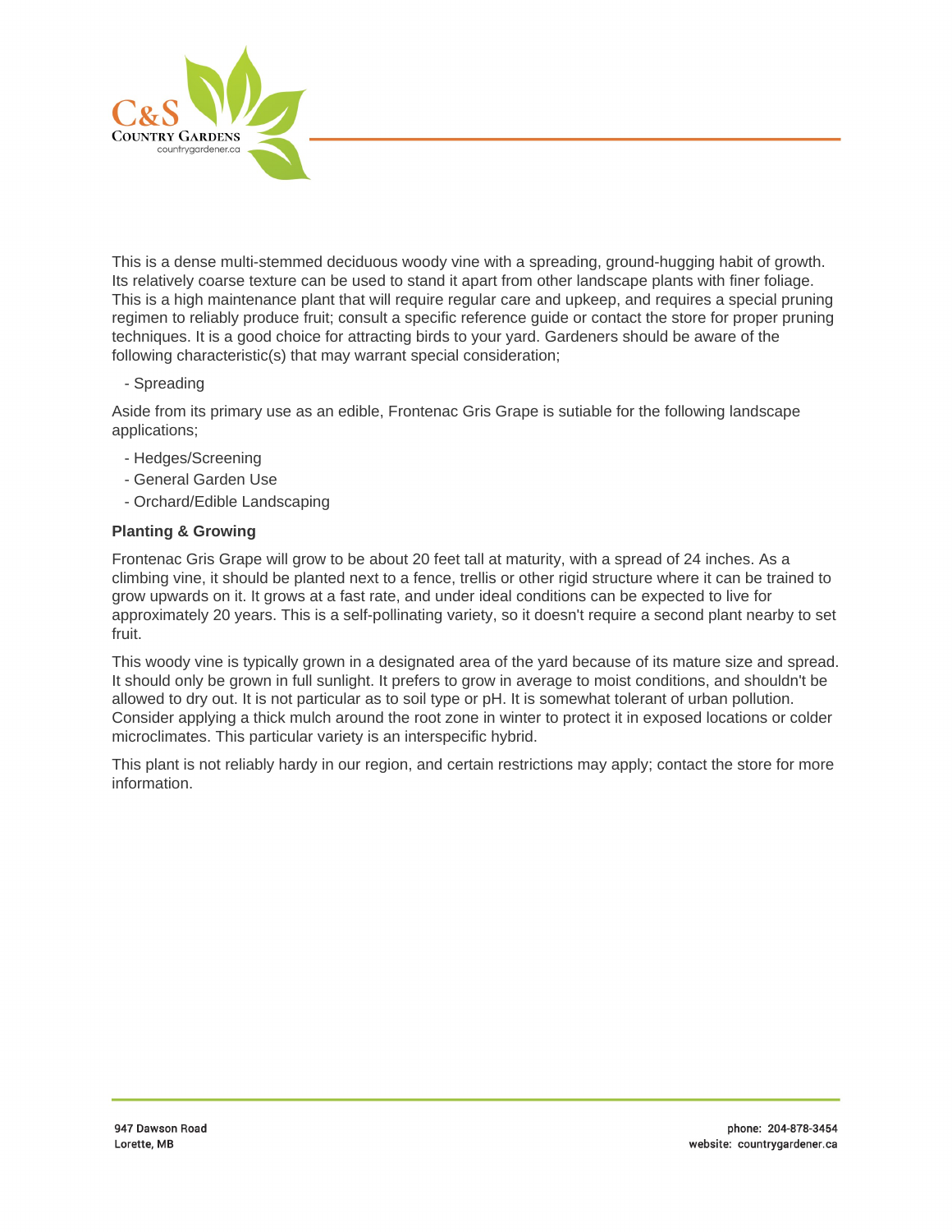This is a dense multi-stemmed deciduous woody vine with a spreading, ground-hugging habit of growth. Its relatively coarse texture can be used to stand it apart from other landscape plants with finer foliage. This is a high maintenance plant that will require regular care and upkeep, and requires a special pruning regimen to reliably produce fruit; consult a specific reference guide or contact the store for proper pruning techniques. It is a good choice for attracting birds to your yard. Gardeners should be aware of the following characteristic(s) that may warrant special consideration;

- Spreading

Aside from its primary use as an edible, Frontenac Gris Grape is sutiable for the following landscape applications;

- Hedges/Screening
- General Garden Use
- Orchard/Edible Landscaping

**Planting & Growing**

Frontenac Gris Grape will grow to be about 20 feet tall at maturity, with a spread of 24 inches. As a climbing vine, it should be planted next to a fence, trellis or other rigid structure where it can be trained to grow upwards on it. It grows at a fast rate, and under ideal conditions can be expected to live for approximately 20 years. This is a self-pollinating variety, so it doesn't require a second plant nearby to set fruit.

This woody vine is typically grown in a designated area of the yard because of its mature size and spread. It should only be grown in full sunlight. It prefers to grow in average to moist conditions, and shouldn't be allowed to dry out. It is not particular as to soil type or pH. It is somewhat tolerant of urban pollution. Consider applying a thick mulch around the root zone in winter to protect it in exposed locations or colder microclimates. This particular variety is an interspecific hybrid.

This plant is not reliably hardy in our region, and certain restrictions may apply; contact the store for more information.